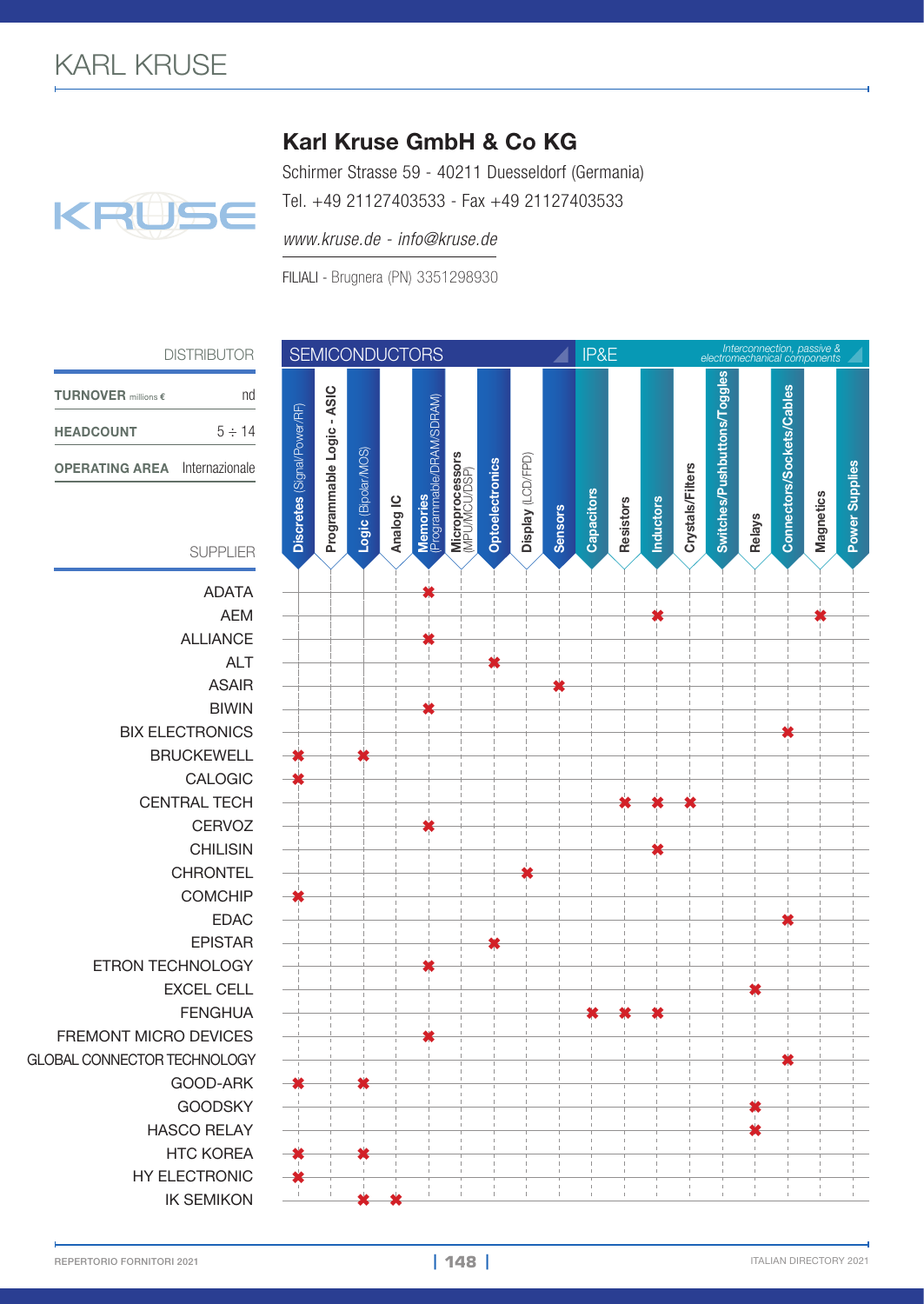# KARL KRUSE

## Karl Kruse GmbH & Co KG

Schirmer Strasse 59 - 40211 Duesseldorf (Germania)

Tel. +49 21127403533 - Fax +49 21127403533

*www.kruse.de - info@kruse.de*

FILIALI - Brugnera (PN) 3351298930

| DISTRIBUTOR | |
|---|---|
| **TURNOVER** millions € | nd |
| **HEADCOUNT** | 5 ÷ 14 |
| **OPERATING AREA** | Internazionale |

SEMICONDUCTORS | IP&E (*Interconnection, passive & electromechanical components*)

| SUPPLIER | Discretes (Signal/Power/RF) | Programmable Logic - ASIC | Logic (Bipolar/MOS) | Analog IC | Memories (Programmable/DRAM/SDRAM) | Microprocessors (MPU/MCU/DSP) | Optoelectronics | Display (LCD/FPD) | Sensors | Capacitors | Resistors | Inductors | Crystals/Filters | Switches/Pushbuttons/Toggles | Relays | Connectors/Sockets/Cables | Magnetics | Power Supplies |
|---|---|---|---|---|---|---|---|---|---|---|---|---|---|---|---|---|---|---|
| ADATA | | | | | ✖ | | | | | | | | | | | | | |
| AEM | | | | | | | | | | | | ✖ | | | | | ✖ | |
| ALLIANCE | | | | | ✖ | | | | | | | | | | | | | |
| ALT | | | | | | | ✖ | | | | | | | | | | | |
| ASAIR | | | | | | | | | ✖ | | | | | | | | | |
| BIWIN | | | | | ✖ | | | | | | | | | | | | | |
| BIX ELECTRONICS | | | | | | | | | | | | | | | | ✖ | | |
| BRUCKEWELL | ✖ | | ✖ | | | | | | | | | | | | | | | |
| CALOGIC | ✖ | | | | | | | | | | | | | | | | | |
| CENTRAL TECH | | | | | | | | | | | ✖ | ✖ | ✖ | | | | | |
| CERVOZ | | | | | ✖ | | | | | | | | | | | | | |
| CHILISIN | | | | | | | | | | | | ✖ | | | | | | |
| CHRONTEL | | | | | | | | ✖ | | | | | | | | | | |
| COMCHIP | ✖ | | | | | | | | | | | | | | | | | |
| EDAC | | | | | | | | | | | | | | | | ✖ | | |
| EPISTAR | | | | | | | ✖ | | | | | | | | | | | |
| ETRON TECHNOLOGY | | | | | ✖ | | | | | | | | | | | | | |
| EXCEL CELL | | | | | | | | | | | | | | | ✖ | | | |
| FENGHUA | | | | | | | | | | ✖ | ✖ | ✖ | | | | | | |
| FREMONT MICRO DEVICES | | | | | ✖ | | | | | | | | | | | | | |
| GLOBAL CONNECTOR TECHNOLOGY | | | | | | | | | | | | | | | | ✖ | | |
| GOOD-ARK | ✖ | | ✖ | | | | | | | | | | | | | | | |
| GOODSKY | | | | | | | | | | | | | | | ✖ | | | |
| HASCO RELAY | | | | | | | | | | | | | | | ✖ | | | |
| HTC KOREA | ✖ | | ✖ | | | | | | | | | | | | | | | |
| HY ELECTRONIC | ✖ | | | | | | | | | | | | | | | | | |
| IK SEMIKON | | | ✖ | ✖ | | | | | | | | | | | | | | |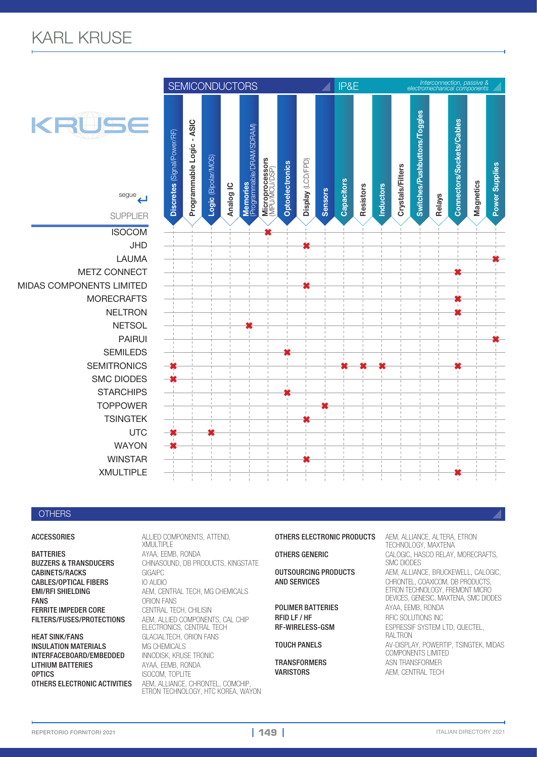# KARL KRUSE

segue

| SUPPLIER | SEMICONDUCTORS | | | | | | | | | IP&E | | | | *Interconnection, passive & electromechanical components* | | | | |
|---|---|---|---|---|---|---|---|---|---|---|---|---|---|---|---|---|---|---|
| | **Discretes** (Signal/Power/RF) | **Programmable Logic - ASIC** | **Logic** (Bipolar/MOS) | **Analog IC** | **Memories** (Programmable/DRAM/SDRAM) | **Microprocessors** (MPU/MCU/DSP) | **Optoelectronics** | **Display** (LCD/FPD) | **Sensors** | **Capacitors** | **Resistors** | **Inductors** | **Crystals/Filters** | **Switches/Pushbuttons/Toggles** | **Relays** | **Connectors/Sockets/Cables** | **Magnetics** | **Power Supplies** |
| ISOCOM | | | | | | ✖ | | | | | | | | | | | | |
| JHD | | | | | | | | ✖ | | | | | | | | | | |
| LAUMA | | | | | | | | | | | | | | | | | | ✖ |
| METZ CONNECT | | | | | | | | | | | | | | | | ✖ | | |
| MIDAS COMPONENTS LIMITED | | | | | | | | ✖ | | | | | | | | | | |
| MORECRAFTS | | | | | | | | | | | | | | | | ✖ | | |
| NELTRON | | | | | | | | | | | | | | | | ✖ | | |
| NETSOL | | | | | ✖ | | | | | | | | | | | | | |
| PAIRUI | | | | | | | | | | | | | | | | | | ✖ |
| SEMILEDS | | | | | | | ✖ | | | | | | | | | | | |
| SEMITRONICS | ✖ | | | | | | | | | ✖ | ✖ | ✖ | | | | ✖ | | |
| SMC DIODES | ✖ | | | | | | | | | | | | | | | | | |
| STARCHIPS | | | | | | | ✖ | | | | | | | | | | | |
| TOPPOWER | | | | | | | | | ✖ | | | | | | | | | |
| TSINGTEK | | | | | | | | ✖ | | | | | | | | | | |
| UTC | ✖ | | ✖ | | | | | | | | | | | | | | | |
| WAYON | ✖ | | | | | | | | | | | | | | | | | |
| WINSTAR | | | | | | | | ✖ | | | | | | | | | | |
| XMULTIPLE | | | | | | | | | | | | | | | | ✖ | | |

## OTHERS

**ACCESSORIES** ALLIED COMPONENTS, ATTEND, XMULTIPLE

**BATTERIES** AYAA, EEMB, RONDA

**BUZZERS & TRANSDUCERS** CHINASOUND, DB PRODUCTS, KINGSTATE

**CABINETS/RACKS** GIGAIPC

**CABLES/OPTICAL FIBERS** IO AUDIO

**EMI/RFI SHIELDING** AEM, CENTRAL TECH, MG CHEMICALS

**FANS** ORION FANS

**FERRITE IMPEDER CORE** CENTRAL TECH, CHILISIN

**FILTERS/FUSES/PROTECTIONS** AEM, ALLIED COMPONENTS, CAL CHIP ELECTRONICS, CENTRAL TECH

**HEAT SINK/FANS** GLACIALTECH, ORION FANS

**INSULATION MATERIALS** MG CHEMICALS

**INTERFACEBOARD/EMBEDDED** INNODISK, KRUSE TRONIC

**LITHIUM BATTERIES** AYAA, EEMB, RONDA

**OPTICS** ISOCOM, TOPLITE

**OTHERS ELECTRONIC ACTIVITIES** AEM, ALLIANCE, CHRONTEL, COMCHIP, ETRON TECHNOLOGY, HTC KOREA, WAYON

**OTHERS ELECTRONIC PRODUCTS** AEM, ALLIANCE, ALTERA, ETRON TECHNOLOGY, MAXTENA

**OTHERS GENERIC** CALOGIC, HASCO RELAY, MORECRAFTS, SMC DIODES

**OUTSOURCING PRODUCTS AND SERVICES** AEM, ALLIANCE, BRUCKEWELL, CALOGIC, CHRONTEL, COAXICOM, DB PRODUCTS, ETRON TECHNOLOGY, FREMONT MICRO DEVICES, GENESIC, MAXTENA, SMC DIODES

**POLIMER BATTERIES** AYAA, EEMB, RONDA

**RFID LF / HF** RFIC SOLUTIONS INC

**RF-WIRELESS-GSM** ESPRESSIF SYSTEM LTD, QUECTEL, RALTRON

**TOUCH PANELS** AV-DISPLAY, POWERTIP, TSINGTEK, MIDAS COMPONENTS LIMITED

**TRANSFORMERS** ASN TRANSFORMER

**VARISTORS** AEM, CENTRAL TECH